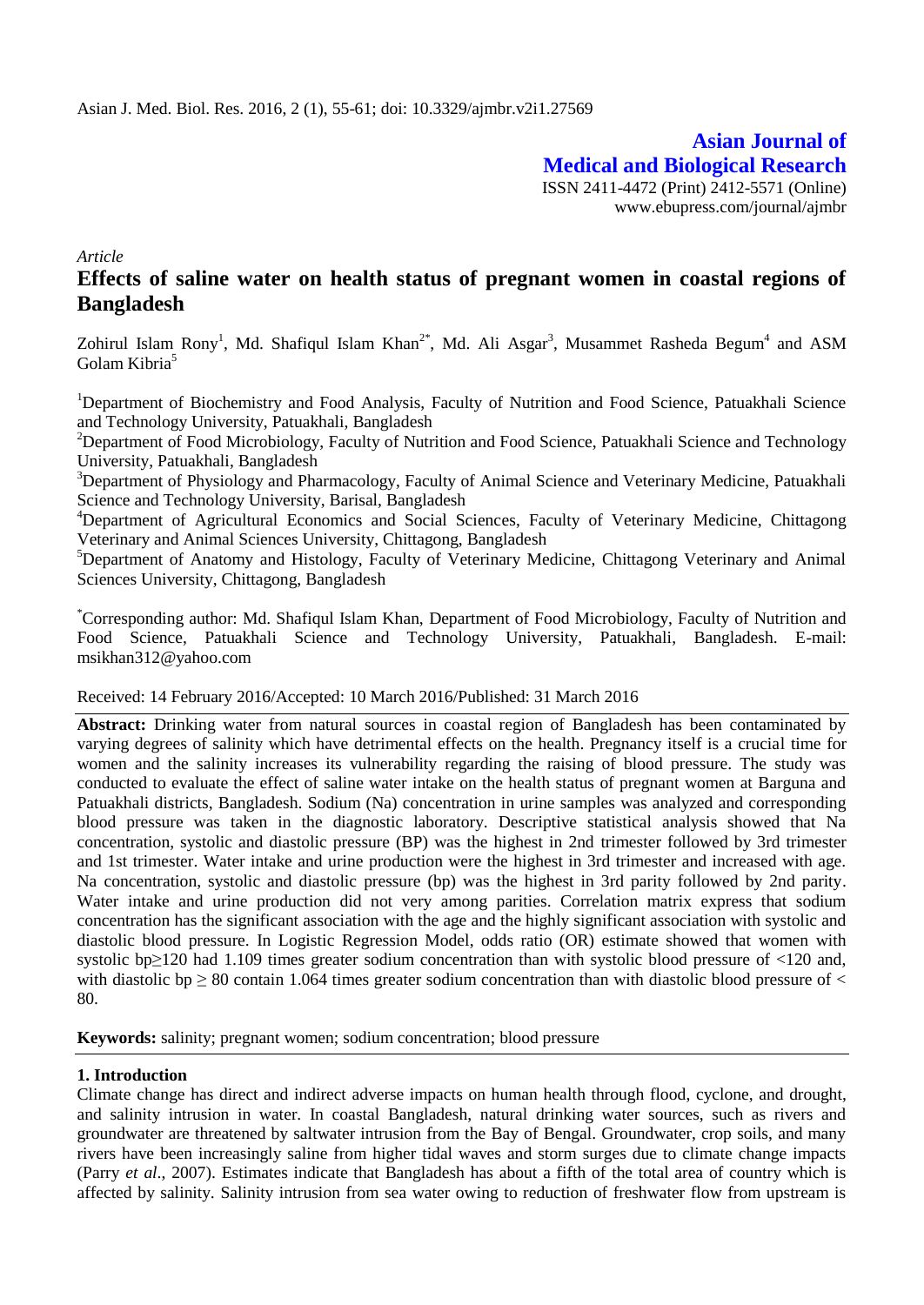Asian J. Med. Biol. Res. 2016, 2 (1), 55-61; doi: 10.3329/ajmbr.v2i1.27569

**Asian Journal of Medical and Biological Research**
ISSN 2411-4472 (Print) 2412-5571 (Online)
www.ebupress.com/journal/ajmbr

*Article*

# Effects of saline water on health status of pregnant women in coastal regions of Bangladesh

Zohirul Islam Rony[1], Md. Shafiqul Islam Khan[2*], Md. Ali Asgar[3], Musammet Rasheda Begum[4] and ASM Golam Kibria[5]

[1]Department of Biochemistry and Food Analysis, Faculty of Nutrition and Food Science, Patuakhali Science and Technology University, Patuakhali, Bangladesh

[2]Department of Food Microbiology, Faculty of Nutrition and Food Science, Patuakhali Science and Technology University, Patuakhali, Bangladesh

[3]Department of Physiology and Pharmacology, Faculty of Animal Science and Veterinary Medicine, Patuakhali Science and Technology University, Barisal, Bangladesh

[4]Department of Agricultural Economics and Social Sciences, Faculty of Veterinary Medicine, Chittagong Veterinary and Animal Sciences University, Chittagong, Bangladesh

[5]Department of Anatomy and Histology, Faculty of Veterinary Medicine, Chittagong Veterinary and Animal Sciences University, Chittagong, Bangladesh

[*]Corresponding author: Md. Shafiqul Islam Khan, Department of Food Microbiology, Faculty of Nutrition and Food Science, Patuakhali Science and Technology University, Patuakhali, Bangladesh. E-mail: msikhan312@yahoo.com

Received: 14 February 2016/Accepted: 10 March 2016/Published: 31 March 2016

**Abstract:** Drinking water from natural sources in coastal region of Bangladesh has been contaminated by varying degrees of salinity which have detrimental effects on the health. Pregnancy itself is a crucial time for women and the salinity increases its vulnerability regarding the raising of blood pressure. The study was conducted to evaluate the effect of saline water intake on the health status of pregnant women at Barguna and Patuakhali districts, Bangladesh. Sodium (Na) concentration in urine samples was analyzed and corresponding blood pressure was taken in the diagnostic laboratory. Descriptive statistical analysis showed that Na concentration, systolic and diastolic pressure (BP) was the highest in 2nd trimester followed by 3rd trimester and 1st trimester. Water intake and urine production were the highest in 3rd trimester and increased with age. Na concentration, systolic and diastolic pressure (bp) was the highest in 3rd parity followed by 2nd parity. Water intake and urine production did not very among parities. Correlation matrix express that sodium concentration has the significant association with the age and the highly significant association with systolic and diastolic blood pressure. In Logistic Regression Model, odds ratio (OR) estimate showed that women with systolic bp≥120 had 1.109 times greater sodium concentration than with systolic blood pressure of <120 and, with diastolic bp ≥ 80 contain 1.064 times greater sodium concentration than with diastolic blood pressure of < 80.

**Keywords:** salinity; pregnant women; sodium concentration; blood pressure

## 1. Introduction

Climate change has direct and indirect adverse impacts on human health through flood, cyclone, and drought, and salinity intrusion in water. In coastal Bangladesh, natural drinking water sources, such as rivers and groundwater are threatened by saltwater intrusion from the Bay of Bengal. Groundwater, crop soils, and many rivers have been increasingly saline from higher tidal waves and storm surges due to climate change impacts (Parry *et al*., 2007). Estimates indicate that Bangladesh has about a fifth of the total area of country which is affected by salinity. Salinity intrusion from sea water owing to reduction of freshwater flow from upstream is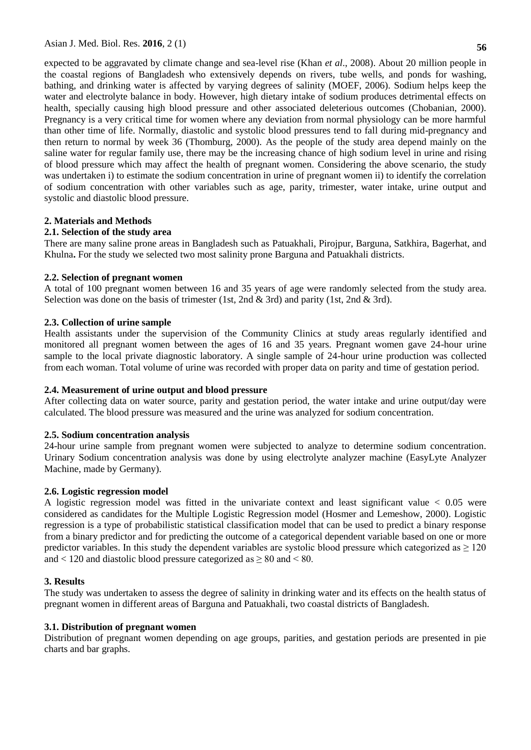expected to be aggravated by climate change and sea-level rise (Khan *et al*., 2008). About 20 million people in the coastal regions of Bangladesh who extensively depends on rivers, tube wells, and ponds for washing, bathing, and drinking water is affected by varying degrees of salinity (MOEF, 2006). Sodium helps keep the water and electrolyte balance in body. However, high dietary intake of sodium produces detrimental effects on health, specially causing high blood pressure and other associated deleterious outcomes (Chobanian, 2000). Pregnancy is a very critical time for women where any deviation from normal physiology can be more harmful than other time of life. Normally, diastolic and systolic blood pressures tend to fall during mid-pregnancy and then return to normal by week 36 (Thomburg, 2000). As the people of the study area depend mainly on the saline water for regular family use, there may be the increasing chance of high sodium level in urine and rising of blood pressure which may affect the health of pregnant women. Considering the above scenario, the study was undertaken i) to estimate the sodium concentration in urine of pregnant women ii) to identify the correlation of sodium concentration with other variables such as age, parity, trimester, water intake, urine output and systolic and diastolic blood pressure.

## 2. Materials and Methods

### 2.1. Selection of the study area

There are many saline prone areas in Bangladesh such as Patuakhali, Pirojpur, Barguna, Satkhira, Bagerhat, and Khulna**.** For the study we selected two most salinity prone Barguna and Patuakhali districts.

### 2.2. Selection of pregnant women

A total of 100 pregnant women between 16 and 35 years of age were randomly selected from the study area. Selection was done on the basis of trimester (1st, 2nd & 3rd) and parity (1st, 2nd & 3rd).

### 2.3. Collection of urine sample

Health assistants under the supervision of the Community Clinics at study areas regularly identified and monitored all pregnant women between the ages of 16 and 35 years. Pregnant women gave 24-hour urine sample to the local private diagnostic laboratory. A single sample of 24-hour urine production was collected from each woman. Total volume of urine was recorded with proper data on parity and time of gestation period.

### 2.4. Measurement of urine output and blood pressure

After collecting data on water source, parity and gestation period, the water intake and urine output/day were calculated. The blood pressure was measured and the urine was analyzed for sodium concentration.

### 2.5. Sodium concentration analysis

24-hour urine sample from pregnant women were subjected to analyze to determine sodium concentration. Urinary Sodium concentration analysis was done by using electrolyte analyzer machine (EasyLyte Analyzer Machine, made by Germany).

### 2.6. Logistic regression model

A logistic regression model was fitted in the univariate context and least significant value $< 0.05$ were considered as candidates for the Multiple Logistic Regression model (Hosmer and Lemeshow, 2000). Logistic regression is a type of probabilistic statistical classification model that can be used to predict a binary response from a binary predictor and for predicting the outcome of a categorical dependent variable based on one or more predictor variables. In this study the dependent variables are systolic blood pressure which categorized as $\geq 120$ and $< 120$ and diastolic blood pressure categorized as $\geq 80$ and $< 80$.

## 3. Results

The study was undertaken to assess the degree of salinity in drinking water and its effects on the health status of pregnant women in different areas of Barguna and Patuakhali, two coastal districts of Bangladesh.

### 3.1. Distribution of pregnant women

Distribution of pregnant women depending on age groups, parities, and gestation periods are presented in pie charts and bar graphs.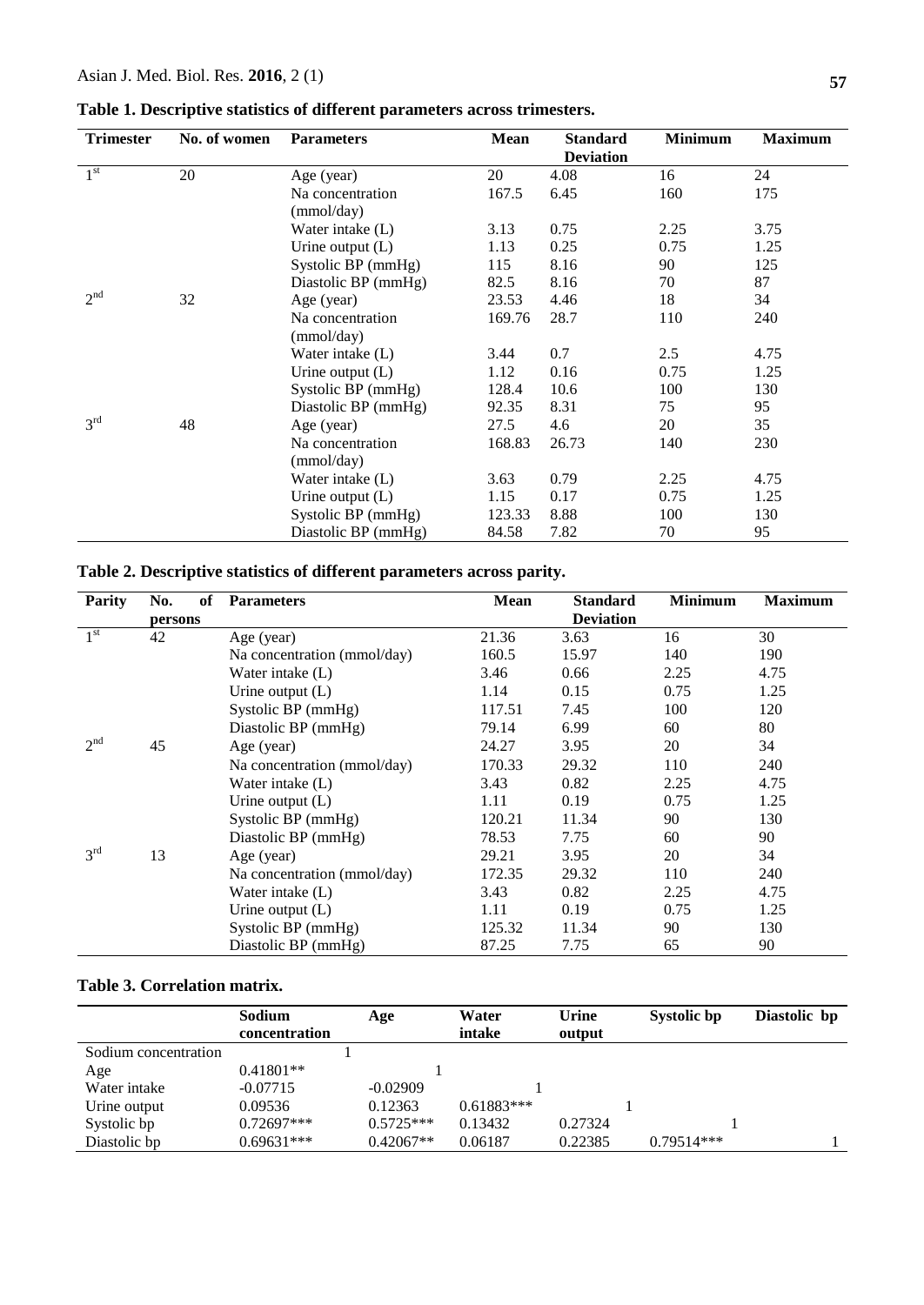**Table 1. Descriptive statistics of different parameters across trimesters.**

| Trimester | No. of women | Parameters | Mean | Standard Deviation | Minimum | Maximum |
|---|---|---|---|---|---|---|
| 1st | 20 | Age (year) | 20 | 4.08 | 16 | 24 |
| | | Na concentration (mmol/day) | 167.5 | 6.45 | 160 | 175 |
| | | Water intake (L) | 3.13 | 0.75 | 2.25 | 3.75 |
| | | Urine output (L) | 1.13 | 0.25 | 0.75 | 1.25 |
| | | Systolic BP (mmHg) | 115 | 8.16 | 90 | 125 |
| | | Diastolic BP (mmHg) | 82.5 | 8.16 | 70 | 87 |
| 2nd | 32 | Age (year) | 23.53 | 4.46 | 18 | 34 |
| | | Na concentration (mmol/day) | 169.76 | 28.7 | 110 | 240 |
| | | Water intake (L) | 3.44 | 0.7 | 2.5 | 4.75 |
| | | Urine output (L) | 1.12 | 0.16 | 0.75 | 1.25 |
| | | Systolic BP (mmHg) | 128.4 | 10.6 | 100 | 130 |
| | | Diastolic BP (mmHg) | 92.35 | 8.31 | 75 | 95 |
| 3rd | 48 | Age (year) | 27.5 | 4.6 | 20 | 35 |
| | | Na concentration (mmol/day) | 168.83 | 26.73 | 140 | 230 |
| | | Water intake (L) | 3.63 | 0.79 | 2.25 | 4.75 |
| | | Urine output (L) | 1.15 | 0.17 | 0.75 | 1.25 |
| | | Systolic BP (mmHg) | 123.33 | 8.88 | 100 | 130 |
| | | Diastolic BP (mmHg) | 84.58 | 7.82 | 70 | 95 |

**Table 2. Descriptive statistics of different parameters across parity.**

| Parity | No. of persons | Parameters | Mean | Standard Deviation | Minimum | Maximum |
|---|---|---|---|---|---|---|
| 1st | 42 | Age (year) | 21.36 | 3.63 | 16 | 30 |
| | | Na concentration (mmol/day) | 160.5 | 15.97 | 140 | 190 |
| | | Water intake (L) | 3.46 | 0.66 | 2.25 | 4.75 |
| | | Urine output (L) | 1.14 | 0.15 | 0.75 | 1.25 |
| | | Systolic BP (mmHg) | 117.51 | 7.45 | 100 | 120 |
| | | Diastolic BP (mmHg) | 79.14 | 6.99 | 60 | 80 |
| 2nd | 45 | Age (year) | 24.27 | 3.95 | 20 | 34 |
| | | Na concentration (mmol/day) | 170.33 | 29.32 | 110 | 240 |
| | | Water intake (L) | 3.43 | 0.82 | 2.25 | 4.75 |
| | | Urine output (L) | 1.11 | 0.19 | 0.75 | 1.25 |
| | | Systolic BP (mmHg) | 120.21 | 11.34 | 90 | 130 |
| | | Diastolic BP (mmHg) | 78.53 | 7.75 | 60 | 90 |
| 3rd | 13 | Age (year) | 29.21 | 3.95 | 20 | 34 |
| | | Na concentration (mmol/day) | 172.35 | 29.32 | 110 | 240 |
| | | Water intake (L) | 3.43 | 0.82 | 2.25 | 4.75 |
| | | Urine output (L) | 1.11 | 0.19 | 0.75 | 1.25 |
| | | Systolic BP (mmHg) | 125.32 | 11.34 | 90 | 130 |
| | | Diastolic BP (mmHg) | 87.25 | 7.75 | 65 | 90 |

**Table 3. Correlation matrix.**

| | Sodium concentration | Age | Water intake | Urine output | Systolic bp | Diastolic bp |
|---|---|---|---|---|---|---|
| Sodium concentration | 1 | | | | | |
| Age | 0.41801** | 1 | | | | |
| Water intake | -0.07715 | -0.02909 | 1 | | | |
| Urine output | 0.09536 | 0.12363 | 0.61883*** | 1 | | |
| Systolic bp | 0.72697*** | 0.5725*** | 0.13432 | 0.27324 | 1 | |
| Diastolic bp | 0.69631*** | 0.42067** | 0.06187 | 0.22385 | 0.79514*** | 1 |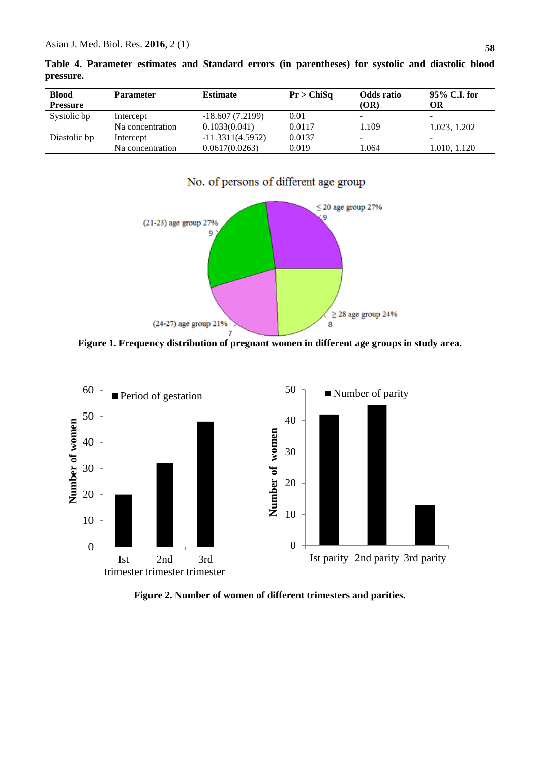**Table 4. Parameter estimates and Standard errors (in parentheses) for systolic and diastolic blood pressure.**

| Blood Pressure | Parameter | Estimate | Pr > ChiSq | Odds ratio (OR) | 95% C.I. for OR |
|---|---|---|---|---|---|
| Systolic bp | Intercept | -18.607 (7.2199) | 0.01 | - | - |
| | Na concentration | 0.1033(0.041) | 0.0117 | 1.109 | 1.023, 1.202 |
| Diastolic bp | Intercept | -11.3311(4.5952) | 0.0137 | - | - |
| | Na concentration | 0.0617(0.0263) | 0.019 | 1.064 | 1.010, 1.120 |

No. of persons of different age group

≤ 20 age group 27%, 9
(21-23) age group 27%, 9
(24-27) age group 21%, 7
≥ 28 age group 24%, 8

**Figure 1. Frequency distribution of pregnant women in different age groups in study area.**

| | Period of gestation (Number of women) |
|---|---|
| Ist trimester | 20 |
| 2nd trimester | 32 |
| 3rd trimester | 48 |

| | Number of parity (Number of women) |
|---|---|
| Ist parity | 42 |
| 2nd parity | 45 |
| 3rd parity | 13 |

**Figure 2. Number of women of different trimesters and parities.**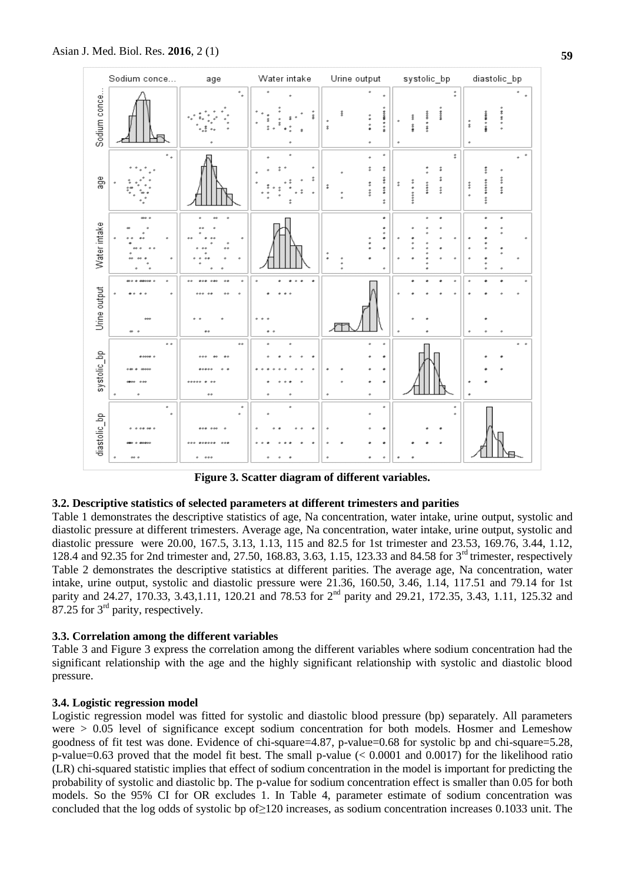Figure 3. Scatter diagram of different variables.

### 3.2. Descriptive statistics of selected parameters at different trimesters and parities

Table 1 demonstrates the descriptive statistics of age, Na concentration, water intake, urine output, systolic and diastolic pressure at different trimesters. Average age, Na concentration, water intake, urine output, systolic and diastolic pressure were 20.00, 167.5, 3.13, 1.13, 115 and 82.5 for 1st trimester and 23.53, 169.76, 3.44, 1.12, 128.4 and 92.35 for 2nd trimester and, 27.50, 168.83, 3.63, 1.15, 123.33 and 84.58 for 3rd trimester, respectively Table 2 demonstrates the descriptive statistics at different parities. The average age, Na concentration, water intake, urine output, systolic and diastolic pressure were 21.36, 160.50, 3.46, 1.14, 117.51 and 79.14 for 1st parity and 24.27, 170.33, 3.43,1.11, 120.21 and 78.53 for 2nd parity and 29.21, 172.35, 3.43, 1.11, 125.32 and 87.25 for 3rd parity, respectively.

### 3.3. Correlation among the different variables

Table 3 and Figure 3 express the correlation among the different variables where sodium concentration had the significant relationship with the age and the highly significant relationship with systolic and diastolic blood pressure.

### 3.4. Logistic regression model

Logistic regression model was fitted for systolic and diastolic blood pressure (bp) separately. All parameters were > 0.05 level of significance except sodium concentration for both models. Hosmer and Lemeshow goodness of fit test was done. Evidence of chi-square=4.87, p-value=0.68 for systolic bp and chi-square=5.28, p-value=0.63 proved that the model fit best. The small p-value (< 0.0001 and 0.0017) for the likelihood ratio (LR) chi-squared statistic implies that effect of sodium concentration in the model is important for predicting the probability of systolic and diastolic bp. The p-value for sodium concentration effect is smaller than 0.05 for both models. So the 95% CI for OR excludes 1. In Table 4, parameter estimate of sodium concentration was concluded that the log odds of systolic bp of≥120 increases, as sodium concentration increases 0.1033 unit. The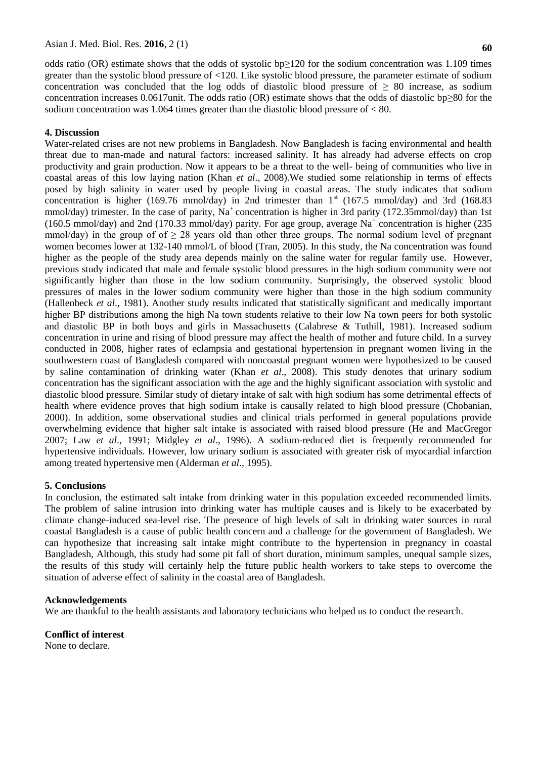odds ratio (OR) estimate shows that the odds of systolic bp≥120 for the sodium concentration was 1.109 times greater than the systolic blood pressure of <120. Like systolic blood pressure, the parameter estimate of sodium concentration was concluded that the log odds of diastolic blood pressure of ≥ 80 increase, as sodium concentration increases 0.0617unit. The odds ratio (OR) estimate shows that the odds of diastolic bp≥80 for the sodium concentration was 1.064 times greater than the diastolic blood pressure of < 80.

## 4. Discussion

Water-related crises are not new problems in Bangladesh. Now Bangladesh is facing environmental and health threat due to man-made and natural factors: increased salinity. It has already had adverse effects on crop productivity and grain production. Now it appears to be a threat to the well- being of communities who live in coastal areas of this low laying nation (Khan *et al*., 2008).We studied some relationship in terms of effects posed by high salinity in water used by people living in coastal areas. The study indicates that sodium concentration is higher (169.76 mmol/day) in 2nd trimester than 1st (167.5 mmol/day) and 3rd (168.83 mmol/day) trimester. In the case of parity, $Na^+$ concentration is higher in 3rd parity (172.35mmol/day) than 1st (160.5 mmol/day) and 2nd (170.33 mmol/day) parity. For age group, average $Na^+$ concentration is higher (235 mmol/day) in the group of of ≥ 28 years old than other three groups. The normal sodium level of pregnant women becomes lower at 132-140 mmol/L of blood (Tran, 2005). In this study, the Na concentration was found higher as the people of the study area depends mainly on the saline water for regular family use. However, previous study indicated that male and female systolic blood pressures in the high sodium community were not significantly higher than those in the low sodium community. Surprisingly, the observed systolic blood pressures of males in the lower sodium community were higher than those in the high sodium community (Hallenbeck *et al*., 1981). Another study results indicated that statistically significant and medically important higher BP distributions among the high Na town students relative to their low Na town peers for both systolic and diastolic BP in both boys and girls in Massachusetts (Calabrese & Tuthill, 1981). Increased sodium concentration in urine and rising of blood pressure may affect the health of mother and future child. In a survey conducted in 2008, higher rates of eclampsia and gestational hypertension in pregnant women living in the southwestern coast of Bangladesh compared with noncoastal pregnant women were hypothesized to be caused by saline contamination of drinking water (Khan *et al*., 2008). This study denotes that urinary sodium concentration has the significant association with the age and the highly significant association with systolic and diastolic blood pressure. Similar study of dietary intake of salt with high sodium has some detrimental effects of health where evidence proves that high sodium intake is causally related to high blood pressure (Chobanian, 2000). In addition, some observational studies and clinical trials performed in general populations provide overwhelming evidence that higher salt intake is associated with raised blood pressure (He and MacGregor 2007; Law *et al*., 1991; Midgley *et al*., 1996). A sodium-reduced diet is frequently recommended for hypertensive individuals. However, low urinary sodium is associated with greater risk of myocardial infarction among treated hypertensive men (Alderman *et al*., 1995).

## 5. Conclusions

In conclusion, the estimated salt intake from drinking water in this population exceeded recommended limits. The problem of saline intrusion into drinking water has multiple causes and is likely to be exacerbated by climate change-induced sea-level rise. The presence of high levels of salt in drinking water sources in rural coastal Bangladesh is a cause of public health concern and a challenge for the government of Bangladesh. We can hypothesize that increasing salt intake might contribute to the hypertension in pregnancy in coastal Bangladesh, Although, this study had some pit fall of short duration, minimum samples, unequal sample sizes, the results of this study will certainly help the future public health workers to take steps to overcome the situation of adverse effect of salinity in the coastal area of Bangladesh.

## Acknowledgements

We are thankful to the health assistants and laboratory technicians who helped us to conduct the research.

## Conflict of interest

None to declare.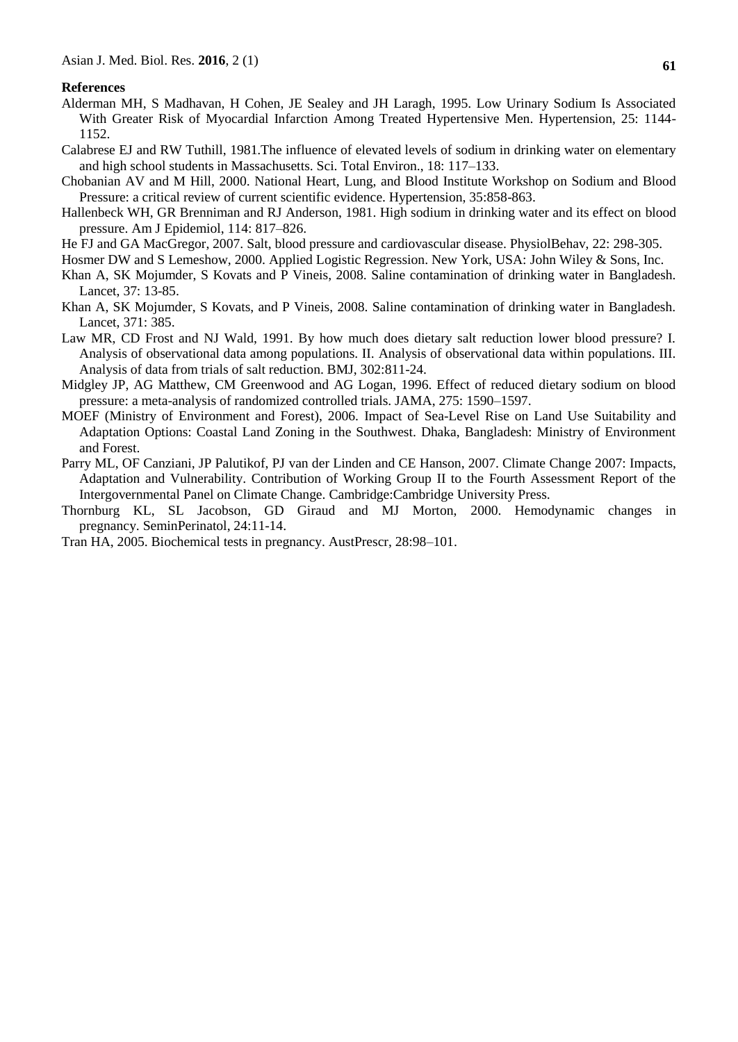**References**

Alderman MH, S Madhavan, H Cohen, JE Sealey and JH Laragh, 1995. Low Urinary Sodium Is Associated With Greater Risk of Myocardial Infarction Among Treated Hypertensive Men. Hypertension, 25: 1144-1152.

Calabrese EJ and RW Tuthill, 1981.The influence of elevated levels of sodium in drinking water on elementary and high school students in Massachusetts. Sci. Total Environ., 18: 117–133.

Chobanian AV and M Hill, 2000. National Heart, Lung, and Blood Institute Workshop on Sodium and Blood Pressure: a critical review of current scientific evidence. Hypertension, 35:858-863.

Hallenbeck WH, GR Brenniman and RJ Anderson, 1981. High sodium in drinking water and its effect on blood pressure. Am J Epidemiol, 114: 817–826.

He FJ and GA MacGregor, 2007. Salt, blood pressure and cardiovascular disease. PhysiolBehav, 22: 298-305.

Hosmer DW and S Lemeshow, 2000. Applied Logistic Regression. New York, USA: John Wiley & Sons, Inc.

Khan A, SK Mojumder, S Kovats and P Vineis, 2008. Saline contamination of drinking water in Bangladesh. Lancet, 37: 13-85.

Khan A, SK Mojumder, S Kovats, and P Vineis, 2008. Saline contamination of drinking water in Bangladesh. Lancet, 371: 385.

Law MR, CD Frost and NJ Wald, 1991. By how much does dietary salt reduction lower blood pressure? I. Analysis of observational data among populations. II. Analysis of observational data within populations. III. Analysis of data from trials of salt reduction. BMJ, 302:811-24.

Midgley JP, AG Matthew, CM Greenwood and AG Logan, 1996. Effect of reduced dietary sodium on blood pressure: a meta-analysis of randomized controlled trials. JAMA, 275: 1590–1597.

MOEF (Ministry of Environment and Forest), 2006. Impact of Sea-Level Rise on Land Use Suitability and Adaptation Options: Coastal Land Zoning in the Southwest. Dhaka, Bangladesh: Ministry of Environment and Forest.

Parry ML, OF Canziani, JP Palutikof, PJ van der Linden and CE Hanson, 2007. Climate Change 2007: Impacts, Adaptation and Vulnerability. Contribution of Working Group II to the Fourth Assessment Report of the Intergovernmental Panel on Climate Change. Cambridge:Cambridge University Press.

Thornburg KL, SL Jacobson, GD Giraud and MJ Morton, 2000. Hemodynamic changes in pregnancy. SeminPerinatol, 24:11-14.

Tran HA, 2005. Biochemical tests in pregnancy. AustPrescr, 28:98–101.